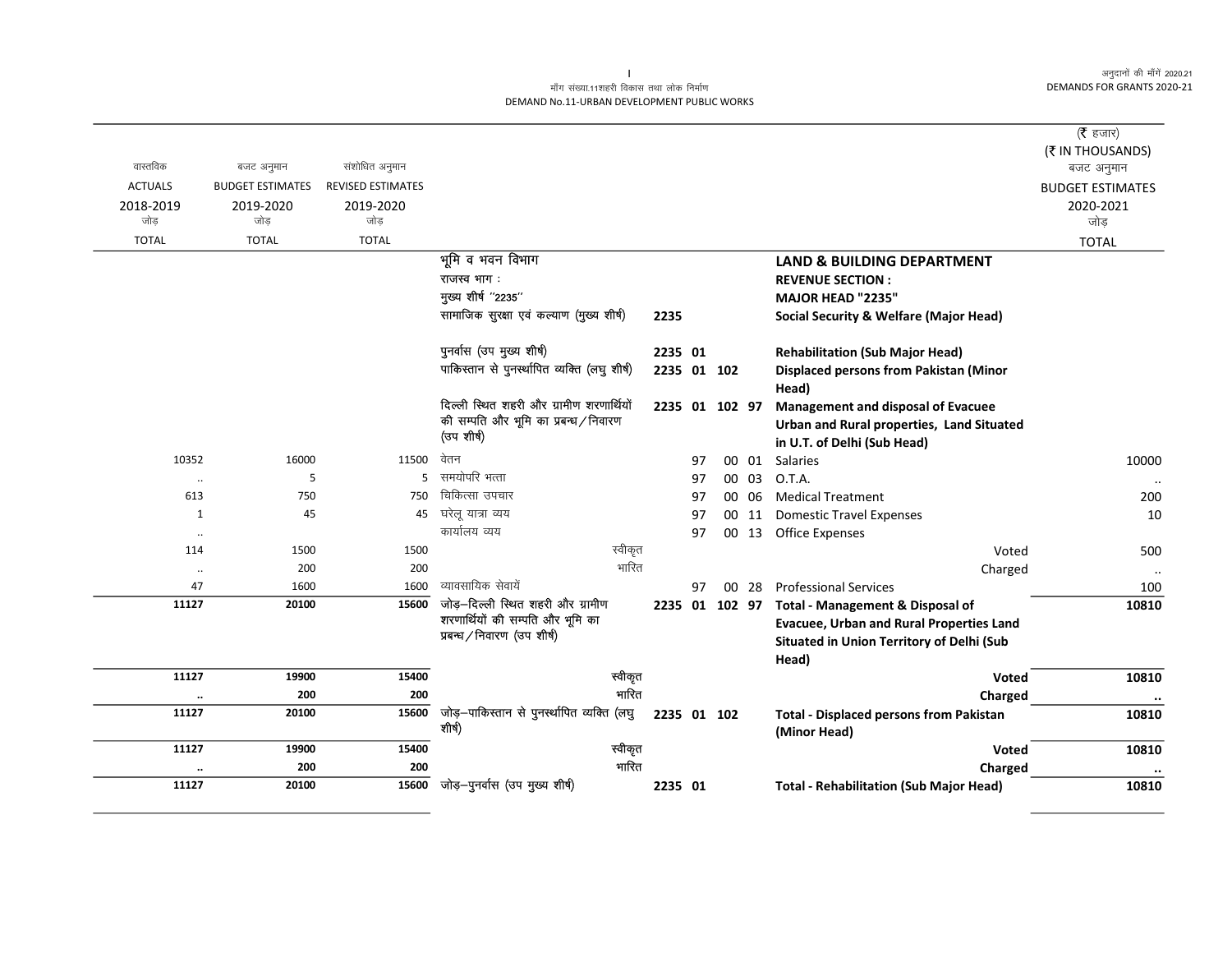मॉंग संख्या.11शहरी विकास तथा लोक निर्माण
DEMAND No.11-URBAN DEVELOPMENT PUBLIC WORKS

(₹ हजार)
(₹ IN THOUSANDS)

| वास्तविक ACTUALS 2018-2019 जोड़ TOTAL | बजट अनुमान BUDGET ESTIMATES 2019-2020 जोड़ TOTAL | संशोधित अनुमान REVISED ESTIMATES 2019-2020 जोड़ TOTAL | | | | | | | बजट अनुमान BUDGET ESTIMATES 2020-2021 जोड़ TOTAL |
|---|---|---|---|---|---|---|---|---|---|
| | | | भूमि व भवन विभाग | | | | | **LAND & BUILDING DEPARTMENT** | |
| | | | राजस्व भाग : | | | | | **REVENUE SECTION :** | |
| | | | मुख्य शीर्ष "2235" | | | | | **MAJOR HEAD "2235"** | |
| | | | सामाजिक सुरक्षा एवं कल्याण (मुख्य शीर्ष) | 2235 | | | | **Social Security & Welfare (Major Head)** | |
| | | | पुनर्वास (उप मुख्य शीर्ष) | 2235 | 01 | | | **Rehabilitation (Sub Major Head)** | |
| | | | पाकिस्तान से पुनर्स्थापित व्यक्ति (लघु शीर्ष) | 2235 | 01 | 102 | | **Displaced persons from Pakistan (Minor Head)** | |
| | | | दिल्ली स्थित शहरी और ग्रामीण शरणार्थियों की सम्पति और भूमि का प्रबन्ध/निवारण (उप शीर्ष) | 2235 | 01 | 102 | 97 | **Management and disposal of Evacuee Urban and Rural properties, Land Situated in U.T. of Delhi (Sub Head)** | |
| 10352 | 16000 | 11500 | वेतन | | 97 | 00 | 01 | Salaries | 10000 |
| .. | 5 | 5 | समयोपरि भत्ता | | 97 | 00 | 03 | O.T.A. | .. |
| 613 | 750 | 750 | चिकित्सा उपचार | | 97 | 00 | 06 | Medical Treatment | 200 |
| 1 | 45 | 45 | घरेलू यात्रा व्यय | | 97 | 00 | 11 | Domestic Travel Expenses | 10 |
| .. | | | कार्यालय व्यय | | 97 | 00 | 13 | Office Expenses | |
| 114 | 1500 | 1500 | स्वीकृत | | | | | Voted | 500 |
| .. | 200 | 200 | भारित | | | | | Charged | .. |
| 47 | 1600 | 1600 | व्यावसायिक सेवायें | | 97 | 00 | 28 | Professional Services | 100 |
| **11127** | **20100** | **15600** | जोड़–दिल्ली स्थित शहरी और ग्रामीण शरणार्थियों की सम्पति और भूमि का प्रबन्ध/निवारण (उप शीर्ष) | 2235 | 01 | 102 | 97 | **Total - Management & Disposal of Evacuee, Urban and Rural Properties Land Situated in Union Territory of Delhi (Sub Head)** | **10810** |
| **11127** | **19900** | **15400** | स्वीकृत | | | | | **Voted** | **10810** |
| **..** | **200** | **200** | भारित | | | | | **Charged** | **..** |
| **11127** | **20100** | **15600** | जोड़–पाकिस्तान से पुनर्स्थापित व्यक्ति (लघु शीर्ष) | 2235 | 01 | 102 | | **Total - Displaced persons from Pakistan (Minor Head)** | **10810** |
| **11127** | **19900** | **15400** | स्वीकृत | | | | | **Voted** | **10810** |
| **..** | **200** | **200** | भारित | | | | | **Charged** | **..** |
| **11127** | **20100** | **15600** | जोड़–पुनर्वास (उप मुख्य शीर्ष) | 2235 | 01 | | | **Total - Rehabilitation (Sub Major Head)** | **10810** |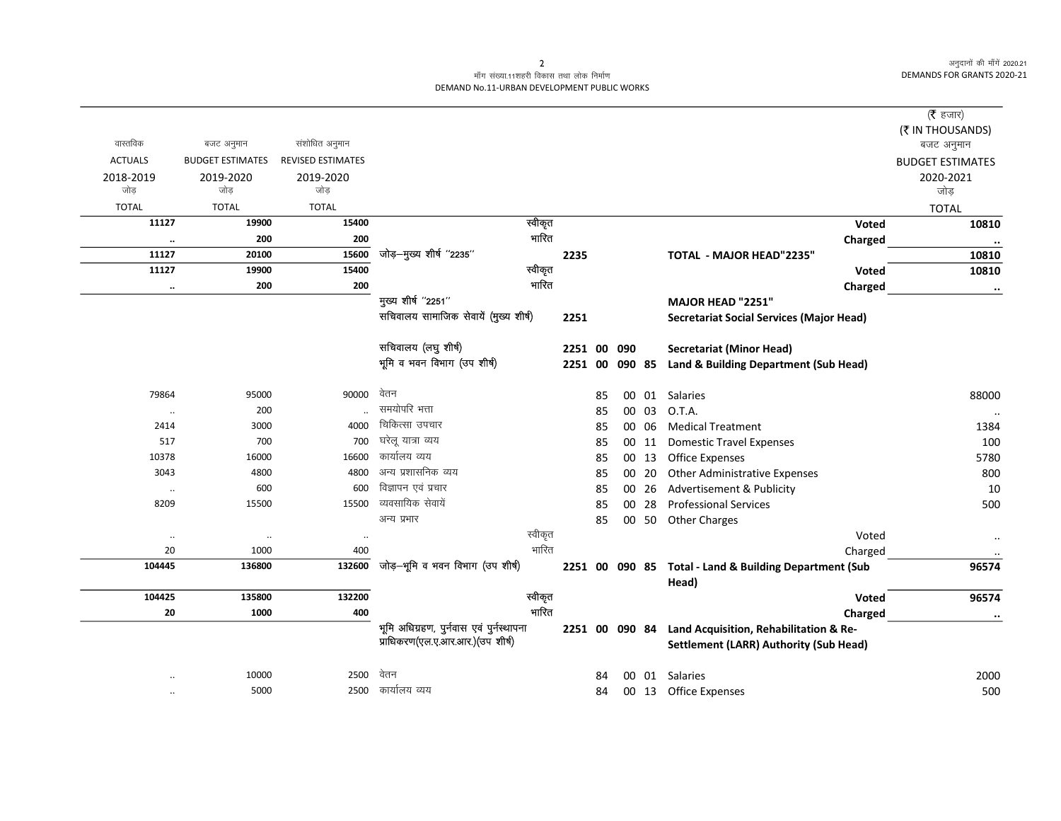| वास्तविक ACTUALS 2018-2019 जोड़ TOTAL | बजट अनुमान BUDGET ESTIMATES 2019-2020 जोड़ TOTAL | संशोधित अनुमान REVISED ESTIMATES 2019-2020 जोड़ TOTAL | | | | (₹ हजार) (₹ IN THOUSANDS) बजट अनुमान BUDGET ESTIMATES 2020-2021 जोड़ TOTAL |
|---|---|---|---|---|---|---|
| 11127 | 19900 | 15400 | स्वीकृत | | Voted | 10810 |
| .. | 200 | 200 | भारित | | Charged | .. |
| 11127 | 20100 | 15600 | जोड़–मुख्य शीर्ष "2235" | 2235 | TOTAL - MAJOR HEAD"2235" | 10810 |
| 11127 | 19900 | 15400 | स्वीकृत | | Voted | 10810 |
| .. | 200 | 200 | भारित | | Charged | .. |
| | | | मुख्य शीर्ष "2251" | | MAJOR HEAD "2251" | |
| | | | सचिवालय सामाजिक सेवायें (मुख्य शीर्ष) | 2251 | Secretariat Social Services (Major Head) | |
| | | | सचिवालय (लघु शीर्ष) | 2251 00 090 | Secretariat (Minor Head) | |
| | | | भूमि व भवन विभाग (उप शीर्ष) | 2251 00 090 85 | Land & Building Department (Sub Head) | |
| 79864 | 95000 | 90000 | वेतन | 85 00 01 | Salaries | 88000 |
| .. | 200 | .. | समयोपरि भत्ता | 85 00 03 | O.T.A. | .. |
| 2414 | 3000 | 4000 | चिकित्सा उपचार | 85 00 06 | Medical Treatment | 1384 |
| 517 | 700 | 700 | घरेलू यात्रा व्यय | 85 00 11 | Domestic Travel Expenses | 100 |
| 10378 | 16000 | 16600 | कार्यालय व्यय | 85 00 13 | Office Expenses | 5780 |
| 3043 | 4800 | 4800 | अन्य प्रशासनिक व्यय | 85 00 20 | Other Administrative Expenses | 800 |
| .. | 600 | 600 | विज्ञापन एवं प्रचार | 85 00 26 | Advertisement & Publicity | 10 |
| 8209 | 15500 | 15500 | व्यवसायिक सेवायें | 85 00 28 | Professional Services | 500 |
| | | | अन्य प्रभार | 85 00 50 | Other Charges | |
| .. | .. | .. | स्वीकृत | | Voted | .. |
| 20 | 1000 | 400 | भारित | | Charged | .. |
| 104445 | 136800 | 132600 | जोड़–भूमि व भवन विभाग (उप शीर्ष) | 2251 00 090 85 | Total - Land & Building Department (Sub Head) | 96574 |
| 104425 | 135800 | 132200 | स्वीकृत | | Voted | 96574 |
| 20 | 1000 | 400 | भारित | | Charged | .. |
| | | | भूमि अधिग्रहण, पुर्नवास एवं पुर्नस्थापना प्राधिकरण(एल.ए.आर.आर.)(उप शीर्ष) | 2251 00 090 84 | Land Acquisition, Rehabilitation & Re-Settlement (LARR) Authority (Sub Head) | |
| .. | 10000 | 2500 | वेतन | 84 00 01 | Salaries | 2000 |
| .. | 5000 | 2500 | कार्यालय व्यय | 84 00 13 | Office Expenses | 500 |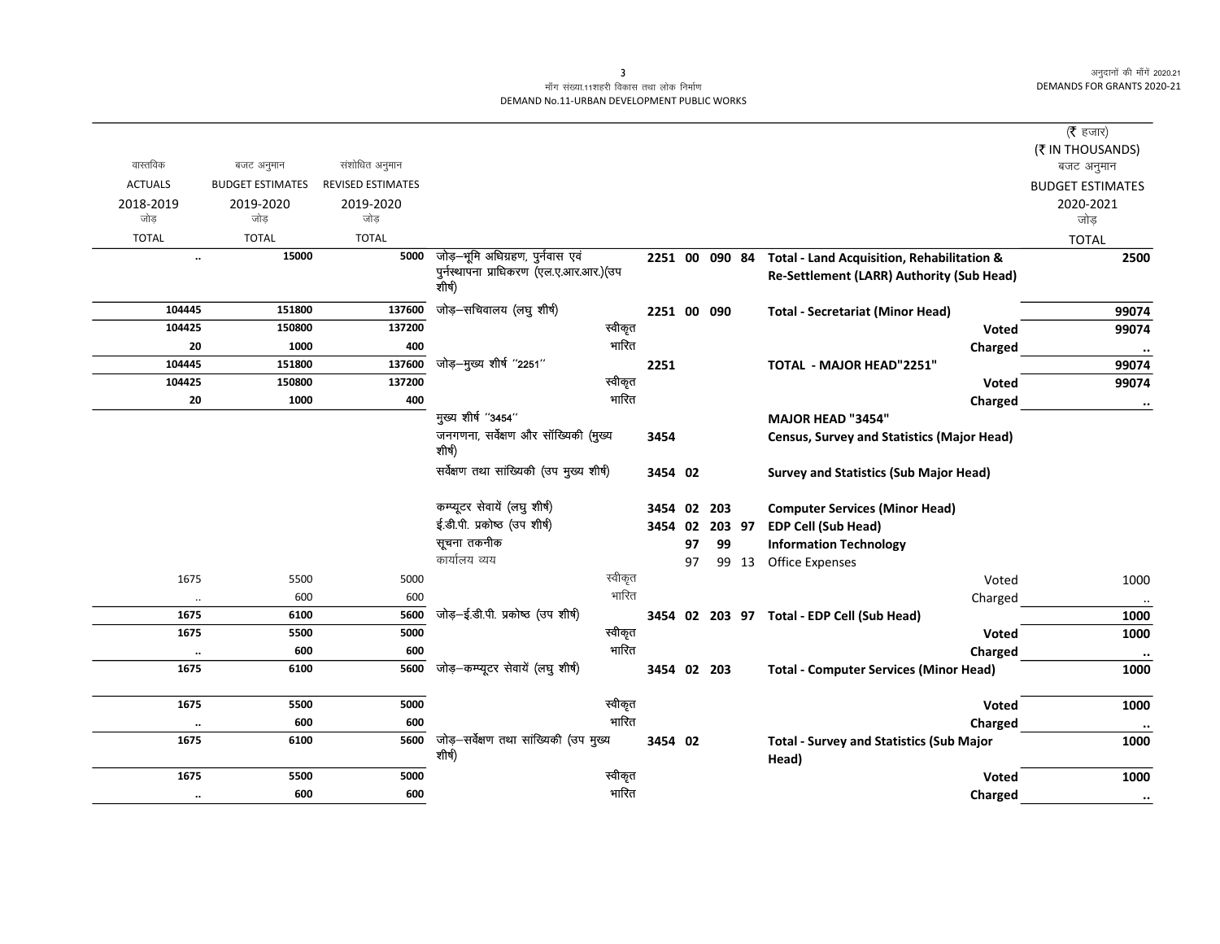मॉंग संख्या.11शहरी विकास तथा लोक निर्माण
DEMAND No.11-URBAN DEVELOPMENT PUBLIC WORKS

| वास्तविक ACTUALS 2018-2019 जोड़ TOTAL | बजट अनुमान BUDGET ESTIMATES 2019-2020 जोड़ TOTAL | संशोधित अनुमान REVISED ESTIMATES 2019-2020 जोड़ TOTAL | | | | (₹ हजार) (₹ IN THOUSANDS) बजट अनुमान BUDGET ESTIMATES 2020-2021 जोड़ TOTAL |
|---|---|---|---|---|---|---|
| .. | 15000 | 5000 | जोड़–भूमि अधिग्रहण, पुर्नवास एवं पुर्नस्थापना प्राधिकरण (एल.ए.आर.आर.)(उप शीर्ष) | 2251 00 090 84 | **Total - Land Acquisition, Rehabilitation & Re-Settlement (LARR) Authority (Sub Head)** | 2500 |
| 104445 | 151800 | 137600 | जोड़–सचिवालय (लघु शीर्ष) | 2251 00 090 | **Total - Secretariat (Minor Head)** | 99074 |
| 104425 | 150800 | 137200 | स्वीकृत | | **Voted** | 99074 |
| 20 | 1000 | 400 | भारित | | **Charged** | .. |
| 104445 | 151800 | 137600 | जोड़–मुख्य शीर्ष "2251" | 2251 | **TOTAL - MAJOR HEAD"2251"** | 99074 |
| 104425 | 150800 | 137200 | स्वीकृत | | **Voted** | 99074 |
| 20 | 1000 | 400 | भारित | | **Charged** | .. |
| | | | मुख्य शीर्ष "3454" | | **MAJOR HEAD "3454"** | |
| | | | जनगणना, सर्वेक्षण और सॉख्यिकी (मुख्य शीर्ष) | 3454 | **Census, Survey and Statistics (Major Head)** | |
| | | | सर्वेक्षण तथा सांख्यिकी (उप मुख्य शीर्ष) | 3454 02 | **Survey and Statistics (Sub Major Head)** | |
| | | | कम्प्यूटर सेवायें (लघु शीर्ष) | 3454 02 203 | **Computer Services (Minor Head)** | |
| | | | ई.डी.पी. प्रकोष्ठ (उप शीर्ष) | 3454 02 203 97 | **EDP Cell (Sub Head)** | |
| | | | सूचना तकनीक | 97 99 | **Information Technology** | |
| | | | कार्यालय व्यय | 97 99 13 | Office Expenses | |
| 1675 | 5500 | 5000 | स्वीकृत | | Voted | 1000 |
| .. | 600 | 600 | भारित | | Charged | .. |
| 1675 | 6100 | 5600 | जोड़–ई.डी.पी. प्रकोष्ठ (उप शीर्ष) | 3454 02 203 97 | **Total - EDP Cell (Sub Head)** | 1000 |
| 1675 | 5500 | 5000 | स्वीकृत | | **Voted** | 1000 |
| .. | 600 | 600 | भारित | | **Charged** | .. |
| 1675 | 6100 | 5600 | जोड़–कम्प्यूटर सेवायें (लघु शीर्ष) | 3454 02 203 | **Total - Computer Services (Minor Head)** | 1000 |
| 1675 | 5500 | 5000 | स्वीकृत | | **Voted** | 1000 |
| .. | 600 | 600 | भारित | | **Charged** | .. |
| 1675 | 6100 | 5600 | जोड़–सर्वेक्षण तथा सांख्यिकी (उप मुख्य शीर्ष) | 3454 02 | **Total - Survey and Statistics (Sub Major Head)** | 1000 |
| 1675 | 5500 | 5000 | स्वीकृत | | **Voted** | 1000 |
| .. | 600 | 600 | भारित | | **Charged** | .. |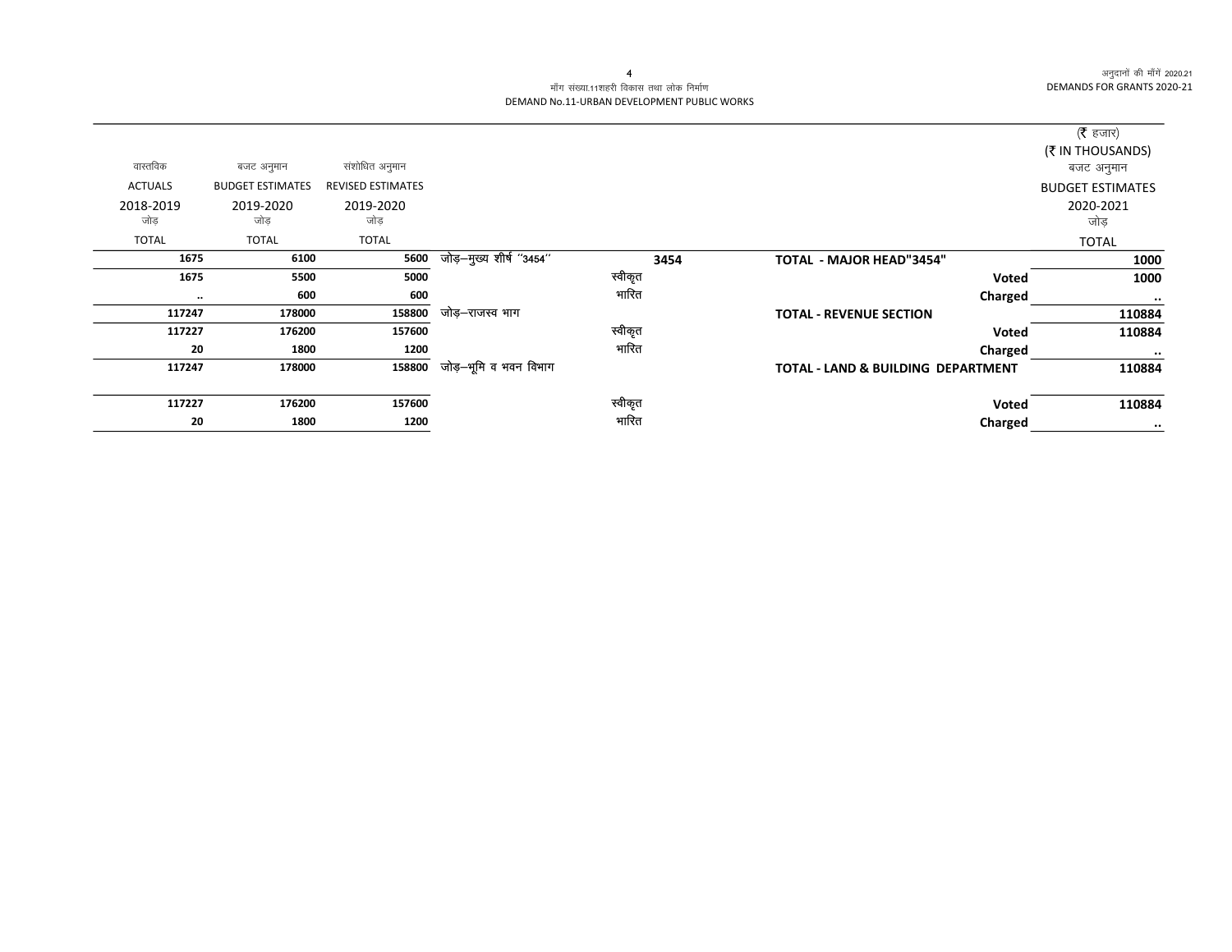मॉंग संख्या.11शहरी विकास तथा लोक निर्माण

DEMAND No.11-URBAN DEVELOPMENT PUBLIC WORKS

| वास्तविक ACTUALS 2018-2019 जोड़ TOTAL | बजट अनुमान BUDGET ESTIMATES 2019-2020 जोड़ TOTAL | संशोधित अनुमान REVISED ESTIMATES 2019-2020 जोड़ TOTAL | | | | (₹ हजार) (₹ IN THOUSANDS) बजट अनुमान BUDGET ESTIMATES 2020-2021 जोड़ TOTAL |
|---|---|---|---|---|---|---|
| 1675 | 6100 | 5600 | जोड़–मुख्य शीर्ष ''3454'' | 3454 | TOTAL - MAJOR HEAD"3454" | 1000 |
| 1675 | 5500 | 5000 | | स्वीकृत | Voted | 1000 |
| .. | 600 | 600 | | भारित | Charged | .. |
| 117247 | 178000 | 158800 | जोड़–राजस्व भाग | | TOTAL - REVENUE SECTION | 110884 |
| 117227 | 176200 | 157600 | | स्वीकृत | Voted | 110884 |
| 20 | 1800 | 1200 | | भारित | Charged | .. |
| 117247 | 178000 | 158800 | जोड़–भूमि व भवन विभाग | | TOTAL - LAND & BUILDING DEPARTMENT | 110884 |
| 117227 | 176200 | 157600 | | स्वीकृत | Voted | 110884 |
| 20 | 1800 | 1200 | | भारित | Charged | .. |